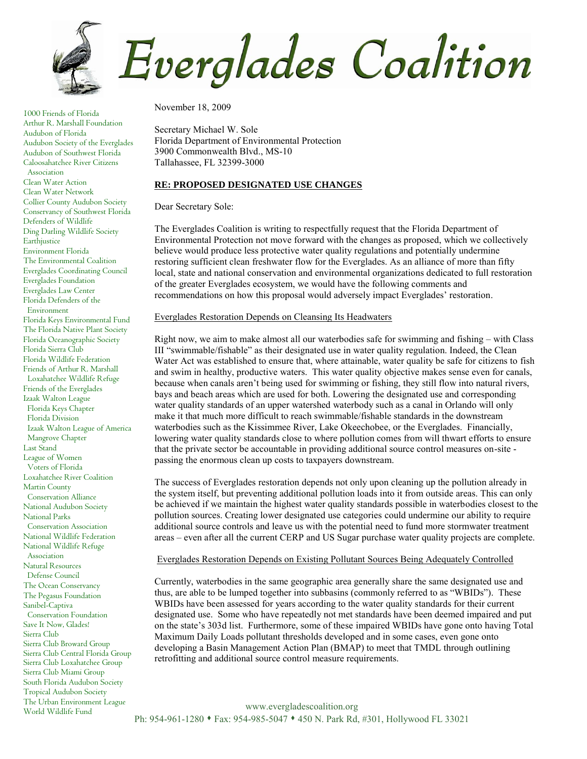# Everglades Coalition

1000 Friends of Florida
Arthur R. Marshall Foundation
Audubon of Florida
Audubon Society of the Everglades
Audubon of Southwest Florida
Caloosahatchee River Citizens Association
Clean Water Action
Clean Water Network
Collier County Audubon Society
Conservancy of Southwest Florida
Defenders of Wildlife
Ding Darling Wildlife Society
Earthjustice
Environment Florida
The Environmental Coalition
Everglades Coordinating Council
Everglades Foundation
Everglades Law Center
Florida Defenders of the Environment
Florida Keys Environmental Fund
The Florida Native Plant Society
Florida Oceanographic Society
Florida Sierra Club
Florida Wildlife Federation
Friends of Arthur R. Marshall Loxahatchee Wildlife Refuge
Friends of the Everglades
Izaak Walton League
Florida Keys Chapter
Florida Division
Izaak Walton League of America
Mangrove Chapter
Last Stand
League of Women Voters of Florida
Loxahatchee River Coalition
Martin County Conservation Alliance
National Audubon Society
National Parks Conservation Association
National Wildlife Federation
National Wildlife Refuge Association
Natural Resources Defense Council
The Ocean Conservancy
The Pegasus Foundation
Sanibel-Captiva Conservation Foundation
Save It Now, Glades!
Sierra Club
Sierra Club Broward Group
Sierra Club Central Florida Group
Sierra Club Loxahatchee Group
Sierra Club Miami Group
South Florida Audubon Society
Tropical Audubon Society
The Urban Environment League
World Wildlife Fund

November 18, 2009

Secretary Michael W. Sole
Florida Department of Environmental Protection
3900 Commonwealth Blvd., MS-10
Tallahassee, FL 32399-3000

**RE: PROPOSED DESIGNATED USE CHANGES**

Dear Secretary Sole:

The Everglades Coalition is writing to respectfully request that the Florida Department of Environmental Protection not move forward with the changes as proposed, which we collectively believe would produce less protective water quality regulations and potentially undermine restoring sufficient clean freshwater flow for the Everglades. As an alliance of more than fifty local, state and national conservation and environmental organizations dedicated to full restoration of the greater Everglades ecosystem, we would have the following comments and recommendations on how this proposal would adversely impact Everglades' restoration.

Everglades Restoration Depends on Cleansing Its Headwaters

Right now, we aim to make almost all our waterbodies safe for swimming and fishing – with Class III "swimmable/fishable" as their designated use in water quality regulation. Indeed, the Clean Water Act was established to ensure that, where attainable, water quality be safe for citizens to fish and swim in healthy, productive waters. This water quality objective makes sense even for canals, because when canals aren't being used for swimming or fishing, they still flow into natural rivers, bays and beach areas which are used for both. Lowering the designated use and corresponding water quality standards of an upper watershed waterbody such as a canal in Orlando will only make it that much more difficult to reach swimmable/fishable standards in the downstream waterbodies such as the Kissimmee River, Lake Okeechobee, or the Everglades. Financially, lowering water quality standards close to where pollution comes from will thwart efforts to ensure that the private sector be accountable in providing additional source control measures on-site - passing the enormous clean up costs to taxpayers downstream.

The success of Everglades restoration depends not only upon cleaning up the pollution already in the system itself, but preventing additional pollution loads into it from outside areas. This can only be achieved if we maintain the highest water quality standards possible in waterbodies closest to the pollution sources. Creating lower designated use categories could undermine our ability to require additional source controls and leave us with the potential need to fund more stormwater treatment areas – even after all the current CERP and US Sugar purchase water quality projects are complete.

Everglades Restoration Depends on Existing Pollutant Sources Being Adequately Controlled

Currently, waterbodies in the same geographic area generally share the same designated use and thus, are able to be lumped together into subbasins (commonly referred to as "WBIDs"). These WBIDs have been assessed for years according to the water quality standards for their current designated use. Some who have repeatedly not met standards have been deemed impaired and put on the state's 303d list. Furthermore, some of these impaired WBIDs have gone onto having Total Maximum Daily Loads pollutant thresholds developed and in some cases, even gone onto developing a Basin Management Action Plan (BMAP) to meet that TMDL through outlining retrofitting and additional source control measure requirements.

www.evergladescoalition.org
Ph: 954-961-1280 • Fax: 954-985-5047 • 450 N. Park Rd, #301, Hollywood FL 33021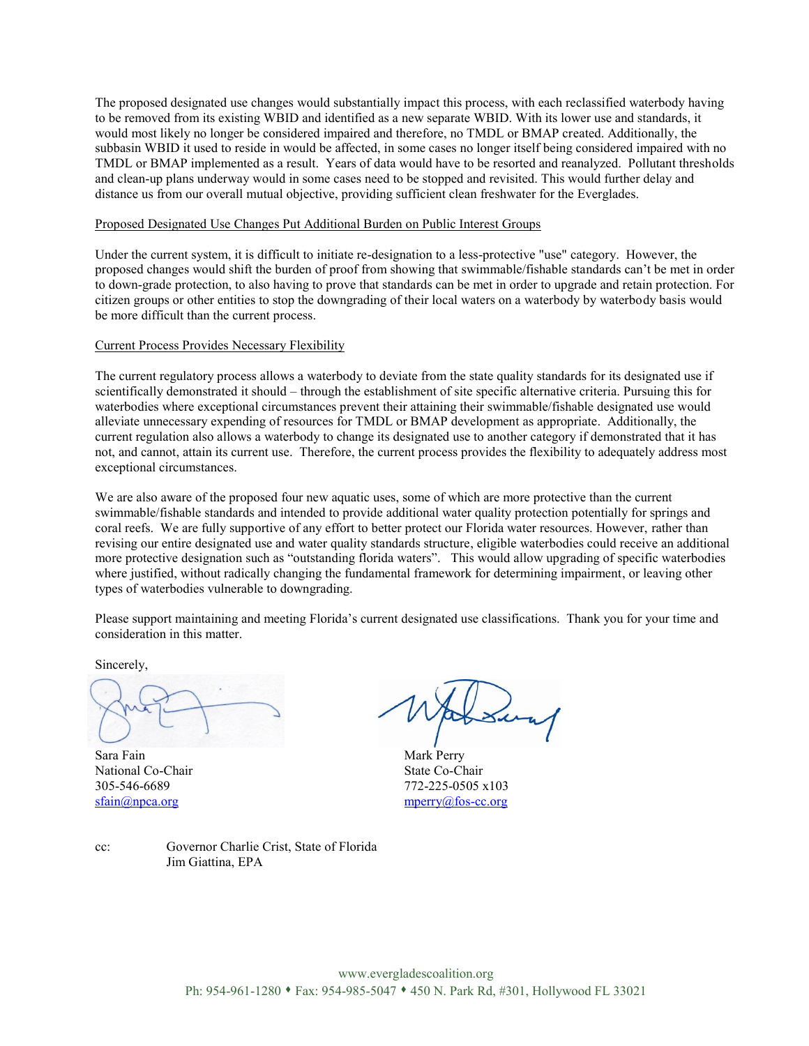The proposed designated use changes would substantially impact this process, with each reclassified waterbody having to be removed from its existing WBID and identified as a new separate WBID. With its lower use and standards, it would most likely no longer be considered impaired and therefore, no TMDL or BMAP created. Additionally, the subbasin WBID it used to reside in would be affected, in some cases no longer itself being considered impaired with no TMDL or BMAP implemented as a result. Years of data would have to be resorted and reanalyzed. Pollutant thresholds and clean-up plans underway would in some cases need to be stopped and revisited. This would further delay and distance us from our overall mutual objective, providing sufficient clean freshwater for the Everglades.

Proposed Designated Use Changes Put Additional Burden on Public Interest Groups

Under the current system, it is difficult to initiate re-designation to a less-protective "use" category. However, the proposed changes would shift the burden of proof from showing that swimmable/fishable standards can't be met in order to down-grade protection, to also having to prove that standards can be met in order to upgrade and retain protection. For citizen groups or other entities to stop the downgrading of their local waters on a waterbody by waterbody basis would be more difficult than the current process.

Current Process Provides Necessary Flexibility

The current regulatory process allows a waterbody to deviate from the state quality standards for its designated use if scientifically demonstrated it should – through the establishment of site specific alternative criteria. Pursuing this for waterbodies where exceptional circumstances prevent their attaining their swimmable/fishable designated use would alleviate unnecessary expending of resources for TMDL or BMAP development as appropriate. Additionally, the current regulation also allows a waterbody to change its designated use to another category if demonstrated that it has not, and cannot, attain its current use. Therefore, the current process provides the flexibility to adequately address most exceptional circumstances.

We are also aware of the proposed four new aquatic uses, some of which are more protective than the current swimmable/fishable standards and intended to provide additional water quality protection potentially for springs and coral reefs. We are fully supportive of any effort to better protect our Florida water resources. However, rather than revising our entire designated use and water quality standards structure, eligible waterbodies could receive an additional more protective designation such as "outstanding florida waters". This would allow upgrading of specific waterbodies where justified, without radically changing the fundamental framework for determining impairment, or leaving other types of waterbodies vulnerable to downgrading.

Please support maintaining and meeting Florida's current designated use classifications. Thank you for your time and consideration in this matter.

Sincerely,

Sara Fain
National Co-Chair
305-546-6689
sfain@npca.org

Mark Perry
State Co-Chair
772-225-0505 x103
mperry@fos-cc.org

cc: Governor Charlie Crist, State of Florida
Jim Giattina, EPA

www.evergladescoalition.org
Ph: 954-961-1280 ♦ Fax: 954-985-5047 ♦ 450 N. Park Rd, #301, Hollywood FL 33021